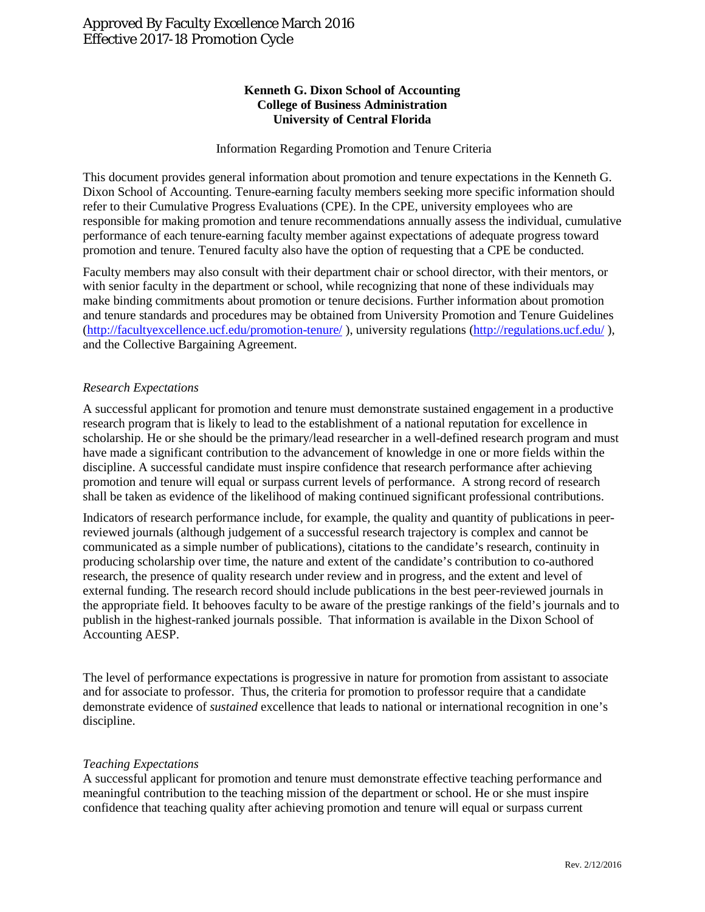Approved By Faculty Excellence March 2016
Effective 2017-18 Promotion Cycle

**Kenneth G. Dixon School of Accounting**
**College of Business Administration**
**University of Central Florida**

Information Regarding Promotion and Tenure Criteria

This document provides general information about promotion and tenure expectations in the Kenneth G. Dixon School of Accounting. Tenure-earning faculty members seeking more specific information should refer to their Cumulative Progress Evaluations (CPE). In the CPE, university employees who are responsible for making promotion and tenure recommendations annually assess the individual, cumulative performance of each tenure-earning faculty member against expectations of adequate progress toward promotion and tenure. Tenured faculty also have the option of requesting that a CPE be conducted.

Faculty members may also consult with their department chair or school director, with their mentors, or with senior faculty in the department or school, while recognizing that none of these individuals may make binding commitments about promotion or tenure decisions. Further information about promotion and tenure standards and procedures may be obtained from University Promotion and Tenure Guidelines (http://facultyexcellence.ucf.edu/promotion-tenure/ ), university regulations (http://regulations.ucf.edu/ ), and the Collective Bargaining Agreement.

*Research Expectations*

A successful applicant for promotion and tenure must demonstrate sustained engagement in a productive research program that is likely to lead to the establishment of a national reputation for excellence in scholarship. He or she should be the primary/lead researcher in a well-defined research program and must have made a significant contribution to the advancement of knowledge in one or more fields within the discipline. A successful candidate must inspire confidence that research performance after achieving promotion and tenure will equal or surpass current levels of performance. A strong record of research shall be taken as evidence of the likelihood of making continued significant professional contributions.

Indicators of research performance include, for example, the quality and quantity of publications in peer-reviewed journals (although judgement of a successful research trajectory is complex and cannot be communicated as a simple number of publications), citations to the candidate's research, continuity in producing scholarship over time, the nature and extent of the candidate's contribution to co-authored research, the presence of quality research under review and in progress, and the extent and level of external funding. The research record should include publications in the best peer-reviewed journals in the appropriate field. It behooves faculty to be aware of the prestige rankings of the field's journals and to publish in the highest-ranked journals possible. That information is available in the Dixon School of Accounting AESP.

The level of performance expectations is progressive in nature for promotion from assistant to associate and for associate to professor. Thus, the criteria for promotion to professor require that a candidate demonstrate evidence of *sustained* excellence that leads to national or international recognition in one's discipline.

*Teaching Expectations*

A successful applicant for promotion and tenure must demonstrate effective teaching performance and meaningful contribution to the teaching mission of the department or school. He or she must inspire confidence that teaching quality after achieving promotion and tenure will equal or surpass current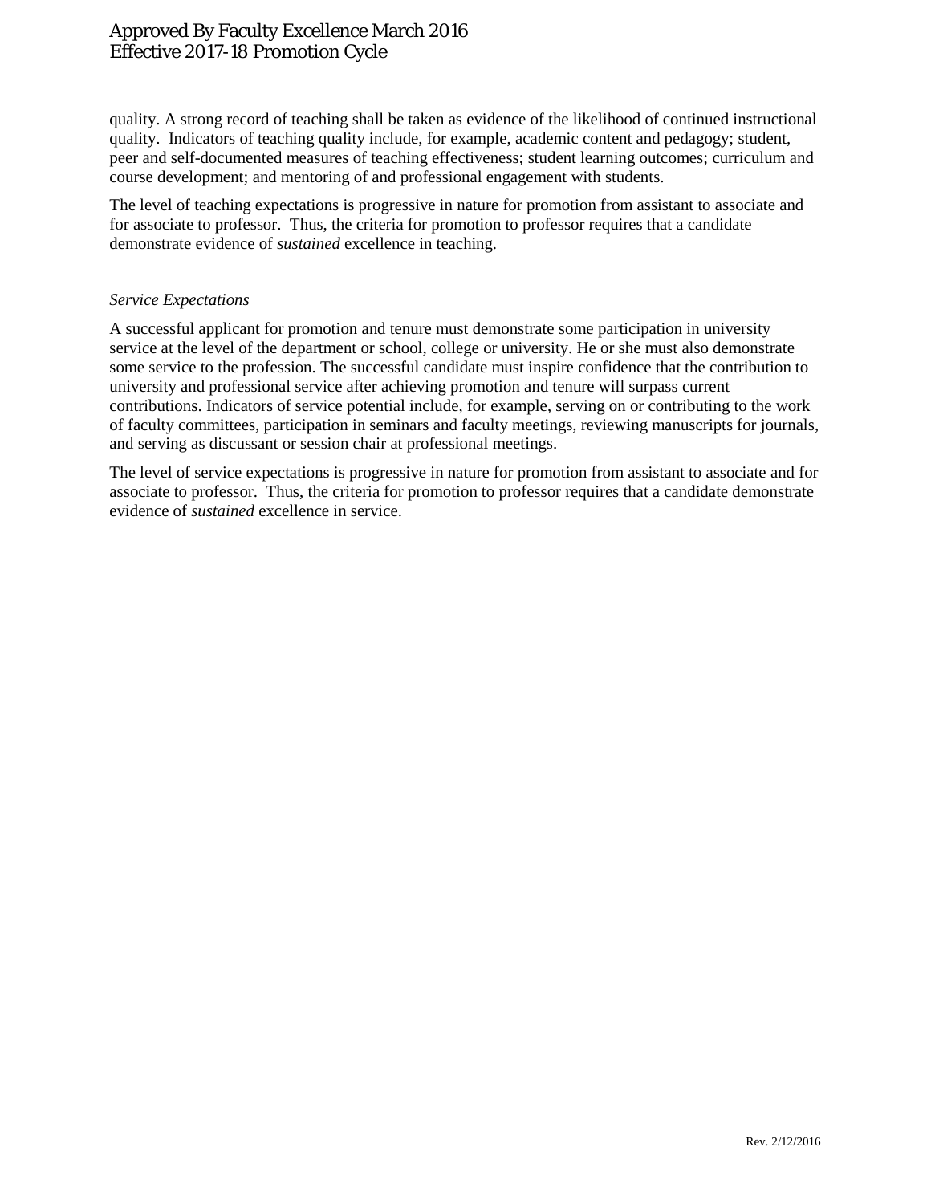quality. A strong record of teaching shall be taken as evidence of the likelihood of continued instructional quality. Indicators of teaching quality include, for example, academic content and pedagogy; student, peer and self-documented measures of teaching effectiveness; student learning outcomes; curriculum and course development; and mentoring of and professional engagement with students.

The level of teaching expectations is progressive in nature for promotion from assistant to associate and for associate to professor. Thus, the criteria for promotion to professor requires that a candidate demonstrate evidence of *sustained* excellence in teaching.

*Service Expectations*

A successful applicant for promotion and tenure must demonstrate some participation in university service at the level of the department or school, college or university. He or she must also demonstrate some service to the profession. The successful candidate must inspire confidence that the contribution to university and professional service after achieving promotion and tenure will surpass current contributions. Indicators of service potential include, for example, serving on or contributing to the work of faculty committees, participation in seminars and faculty meetings, reviewing manuscripts for journals, and serving as discussant or session chair at professional meetings.

The level of service expectations is progressive in nature for promotion from assistant to associate and for associate to professor. Thus, the criteria for promotion to professor requires that a candidate demonstrate evidence of *sustained* excellence in service.